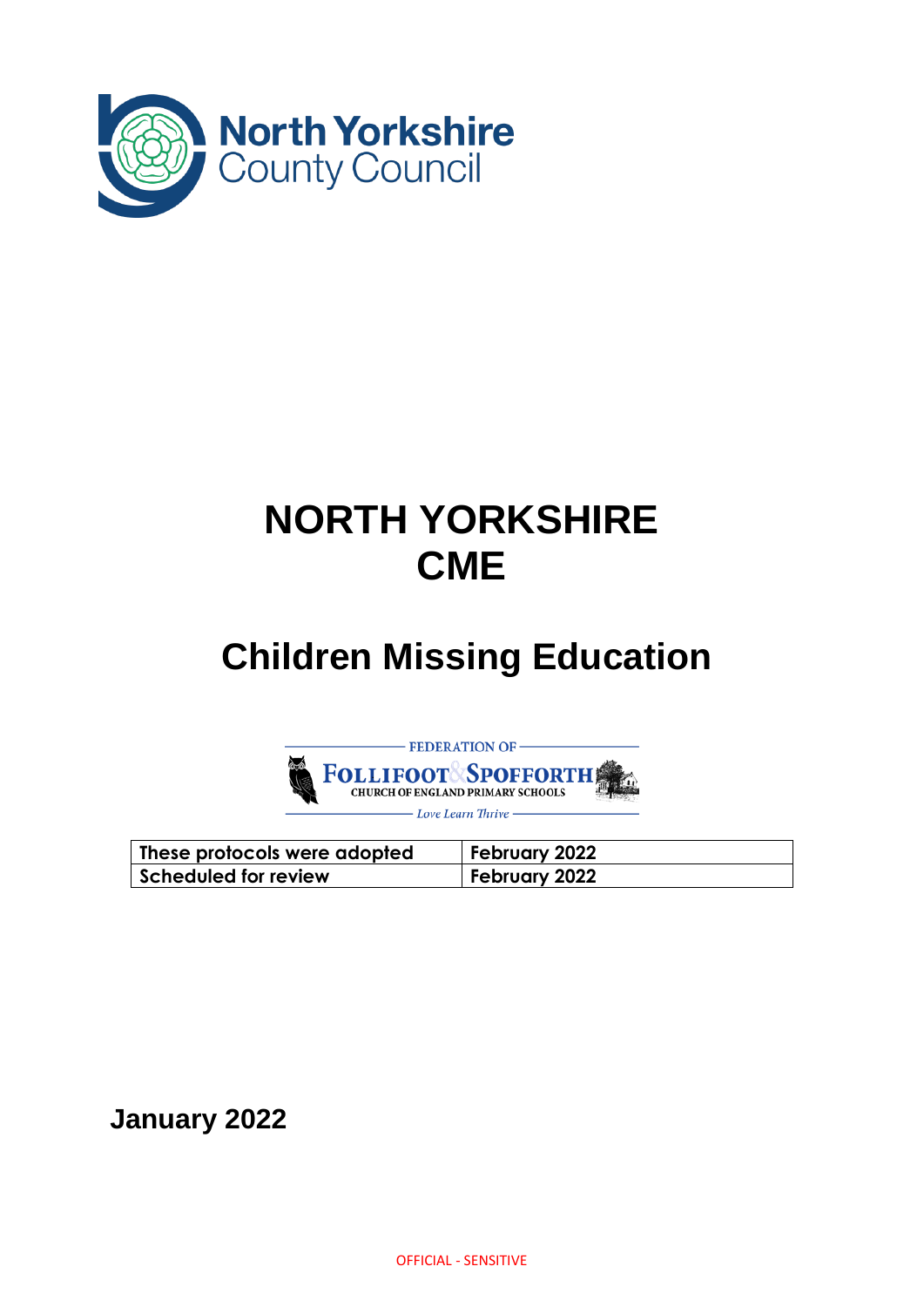North Yorkshire County Council

# NORTH YORKSHIRE CME

# Children Missing Education

FEDERATION OF FOLLIFOOT & SPOFFORTH CHURCH OF ENGLAND PRIMARY SCHOOLS

*Love Learn Thrive*

| These protocols were adopted | February 2022 |
|---|---|
| Scheduled for review | February 2022 |

**January 2022**

OFFICIAL - SENSITIVE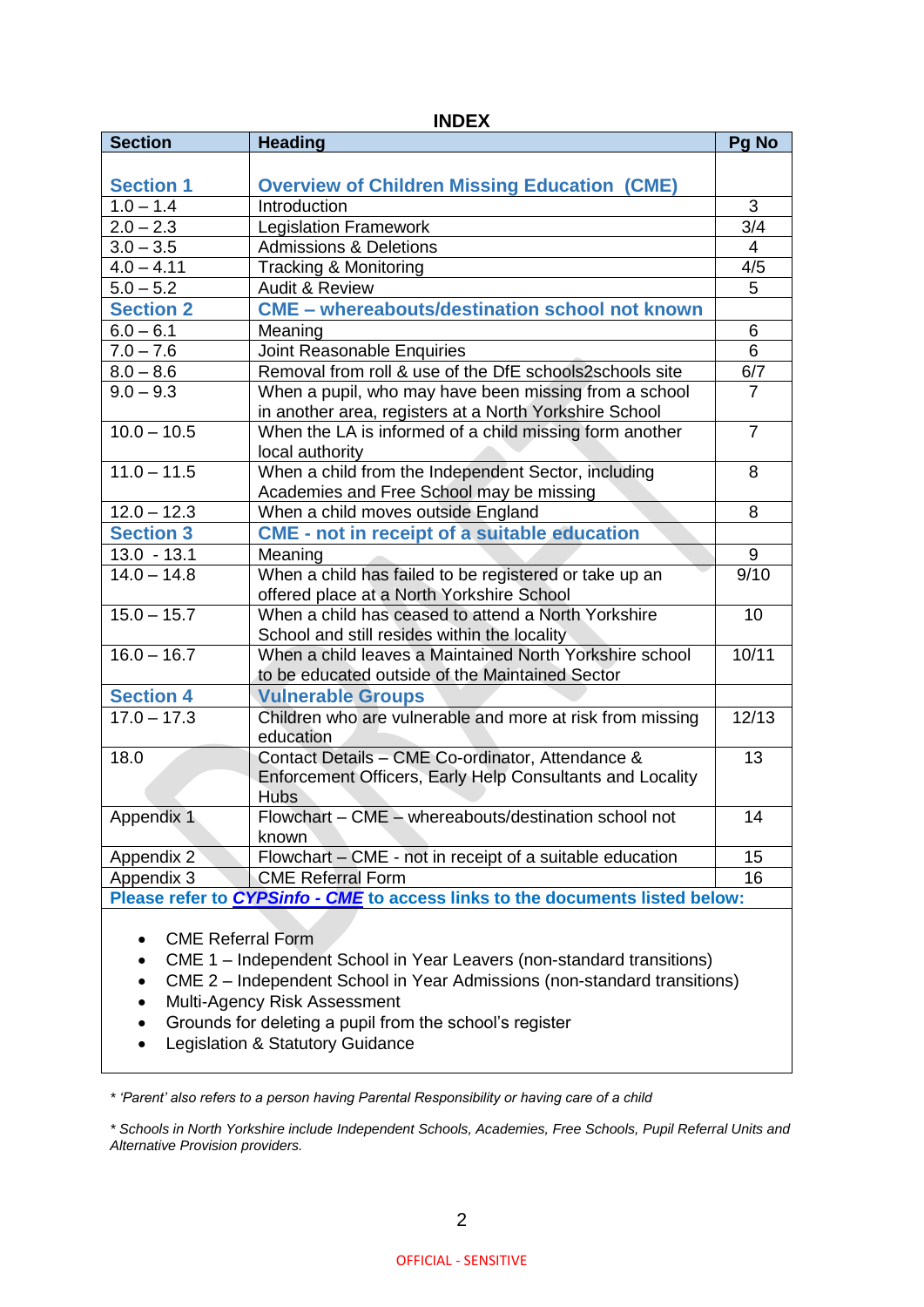# INDEX

| Section | Heading | Pg No |
|---|---|---|
| **Section 1** | **Overview of Children Missing Education (CME)** | |
| 1.0 – 1.4 | Introduction | 3 |
| 2.0 – 2.3 | Legislation Framework | 3/4 |
| 3.0 – 3.5 | Admissions & Deletions | 4 |
| 4.0 – 4.11 | Tracking & Monitoring | 4/5 |
| 5.0 – 5.2 | Audit & Review | 5 |
| **Section 2** | **CME – whereabouts/destination school not known** | |
| 6.0 – 6.1 | Meaning | 6 |
| 7.0 – 7.6 | Joint Reasonable Enquiries | 6 |
| 8.0 – 8.6 | Removal from roll & use of the DfE schools2schools site | 6/7 |
| 9.0 – 9.3 | When a pupil, who may have been missing from a school in another area, registers at a North Yorkshire School | 7 |
| 10.0 – 10.5 | When the LA is informed of a child missing form another local authority | 7 |
| 11.0 – 11.5 | When a child from the Independent Sector, including Academies and Free School may be missing | 8 |
| 12.0 – 12.3 | When a child moves outside England | 8 |
| **Section 3** | **CME - not in receipt of a suitable education** | |
| 13.0 - 13.1 | Meaning | 9 |
| 14.0 – 14.8 | When a child has failed to be registered or take up an offered place at a North Yorkshire School | 9/10 |
| 15.0 – 15.7 | When a child has ceased to attend a North Yorkshire School and still resides within the locality | 10 |
| 16.0 – 16.7 | When a child leaves a Maintained North Yorkshire school to be educated outside of the Maintained Sector | 10/11 |
| **Section 4** | **Vulnerable Groups** | |
| 17.0 – 17.3 | Children who are vulnerable and more at risk from missing education | 12/13 |
| 18.0 | Contact Details – CME Co-ordinator, Attendance & Enforcement Officers, Early Help Consultants and Locality Hubs | 13 |
| Appendix 1 | Flowchart – CME – whereabouts/destination school not known | 14 |
| Appendix 2 | Flowchart – CME - not in receipt of a suitable education | 15 |
| Appendix 3 | CME Referral Form | 16 |

**Please refer to *CYPSinfo - CME* to access links to the documents listed below:**

- CME Referral Form
- CME 1 – Independent School in Year Leavers (non-standard transitions)
- CME 2 – Independent School in Year Admissions (non-standard transitions)
- Multi-Agency Risk Assessment
- Grounds for deleting a pupil from the school's register
- Legislation & Statutory Guidance

*\* 'Parent' also refers to a person having Parental Responsibility or having care of a child*

*\* Schools in North Yorkshire include Independent Schools, Academies, Free Schools, Pupil Referral Units and Alternative Provision providers.*

OFFICIAL - SENSITIVE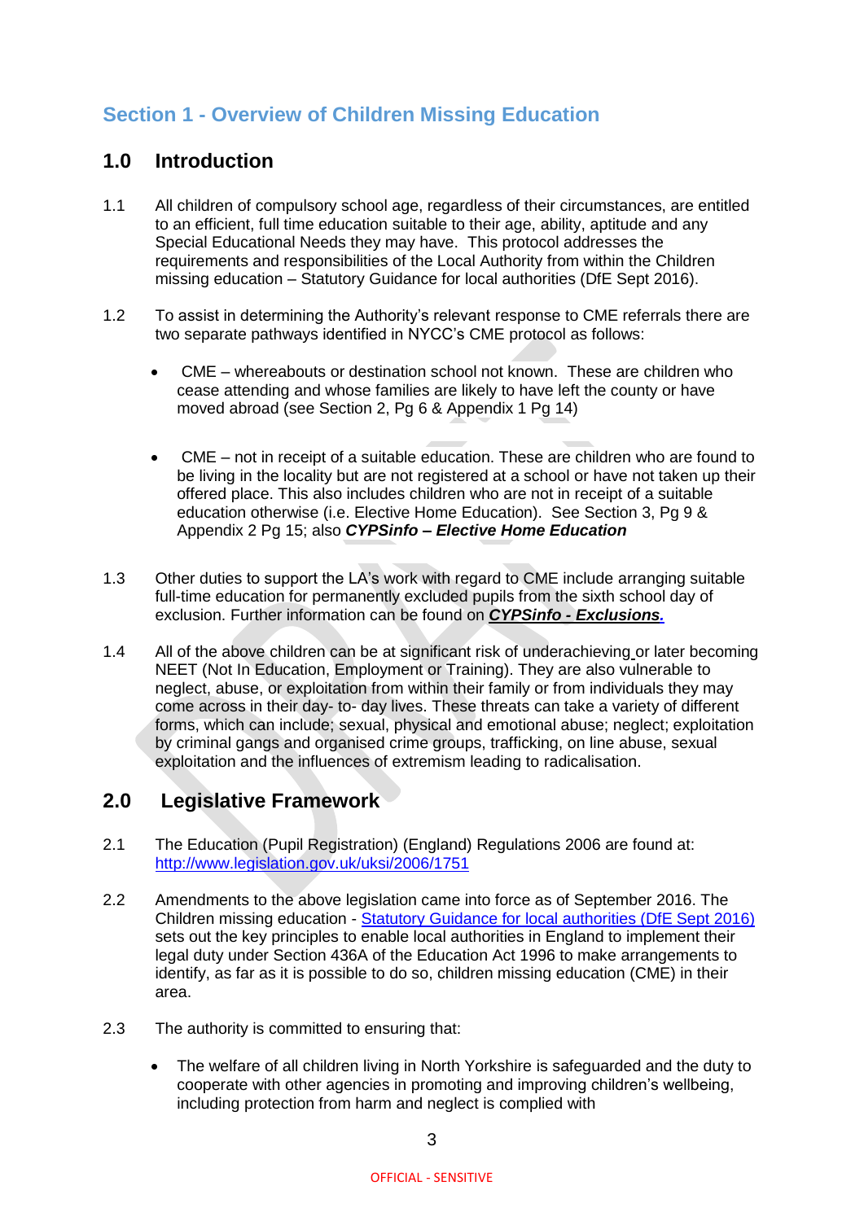# Section 1 - Overview of Children Missing Education

## 1.0 Introduction

1.1 All children of compulsory school age, regardless of their circumstances, are entitled to an efficient, full time education suitable to their age, ability, aptitude and any Special Educational Needs they may have. This protocol addresses the requirements and responsibilities of the Local Authority from within the Children missing education – Statutory Guidance for local authorities (DfE Sept 2016).

1.2 To assist in determining the Authority's relevant response to CME referrals there are two separate pathways identified in NYCC's CME protocol as follows:

- CME – whereabouts or destination school not known. These are children who cease attending and whose families are likely to have left the county or have moved abroad (see Section 2, Pg 6 & Appendix 1 Pg 14)

- CME – not in receipt of a suitable education. These are children who are found to be living in the locality but are not registered at a school or have not taken up their offered place. This also includes children who are not in receipt of a suitable education otherwise (i.e. Elective Home Education). See Section 3, Pg 9 & Appendix 2 Pg 15; also ***CYPSinfo – Elective Home Education***

1.3 Other duties to support the LA's work with regard to CME include arranging suitable full-time education for permanently excluded pupils from the sixth school day of exclusion. Further information can be found on ***CYPSinfo - Exclusions.***

1.4 All of the above children can be at significant risk of underachieving or later becoming NEET (Not In Education, Employment or Training). They are also vulnerable to neglect, abuse, or exploitation from within their family or from individuals they may come across in their day- to- day lives. These threats can take a variety of different forms, which can include; sexual, physical and emotional abuse; neglect; exploitation by criminal gangs and organised crime groups, trafficking, on line abuse, sexual exploitation and the influences of extremism leading to radicalisation.

## 2.0 Legislative Framework

2.1 The Education (Pupil Registration) (England) Regulations 2006 are found at: http://www.legislation.gov.uk/uksi/2006/1751

2.2 Amendments to the above legislation came into force as of September 2016. The Children missing education - Statutory Guidance for local authorities (DfE Sept 2016) sets out the key principles to enable local authorities in England to implement their legal duty under Section 436A of the Education Act 1996 to make arrangements to identify, as far as it is possible to do so, children missing education (CME) in their area.

2.3 The authority is committed to ensuring that:

- The welfare of all children living in North Yorkshire is safeguarded and the duty to cooperate with other agencies in promoting and improving children's wellbeing, including protection from harm and neglect is complied with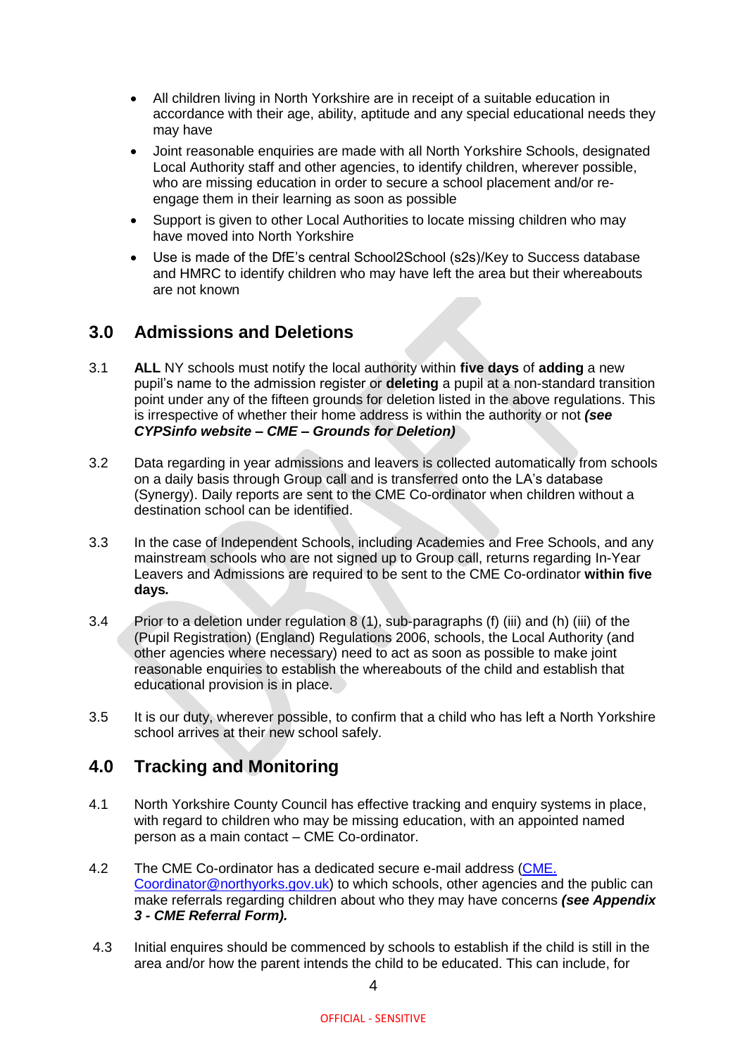- All children living in North Yorkshire are in receipt of a suitable education in accordance with their age, ability, aptitude and any special educational needs they may have
- Joint reasonable enquiries are made with all North Yorkshire Schools, designated Local Authority staff and other agencies, to identify children, wherever possible, who are missing education in order to secure a school placement and/or re-engage them in their learning as soon as possible
- Support is given to other Local Authorities to locate missing children who may have moved into North Yorkshire
- Use is made of the DfE's central School2School (s2s)/Key to Success database and HMRC to identify children who may have left the area but their whereabouts are not known

## 3.0 Admissions and Deletions

3.1 **ALL** NY schools must notify the local authority within **five days** of **adding** a new pupil's name to the admission register or **deleting** a pupil at a non-standard transition point under any of the fifteen grounds for deletion listed in the above regulations. This is irrespective of whether their home address is within the authority or not ***(see CYPSinfo website – CME – Grounds for Deletion)***

3.2 Data regarding in year admissions and leavers is collected automatically from schools on a daily basis through Group call and is transferred onto the LA's database (Synergy). Daily reports are sent to the CME Co-ordinator when children without a destination school can be identified.

3.3 In the case of Independent Schools, including Academies and Free Schools, and any mainstream schools who are not signed up to Group call, returns regarding In-Year Leavers and Admissions are required to be sent to the CME Co-ordinator **within five days*.***

3.4 Prior to a deletion under regulation 8 (1), sub-paragraphs (f) (iii) and (h) (iii) of the (Pupil Registration) (England) Regulations 2006, schools, the Local Authority (and other agencies where necessary) need to act as soon as possible to make joint reasonable enquiries to establish the whereabouts of the child and establish that educational provision is in place.

3.5 It is our duty, wherever possible, to confirm that a child who has left a North Yorkshire school arrives at their new school safely.

## 4.0 Tracking and Monitoring

4.1 North Yorkshire County Council has effective tracking and enquiry systems in place, with regard to children who may be missing education, with an appointed named person as a main contact – CME Co-ordinator.

4.2 The CME Co-ordinator has a dedicated secure e-mail address (CME.Coordinator@northyorks.gov.uk) to which schools, other agencies and the public can make referrals regarding children about who they may have concerns ***(see Appendix 3 - CME Referral Form).***

4.3 Initial enquires should be commenced by schools to establish if the child is still in the area and/or how the parent intends the child to be educated. This can include, for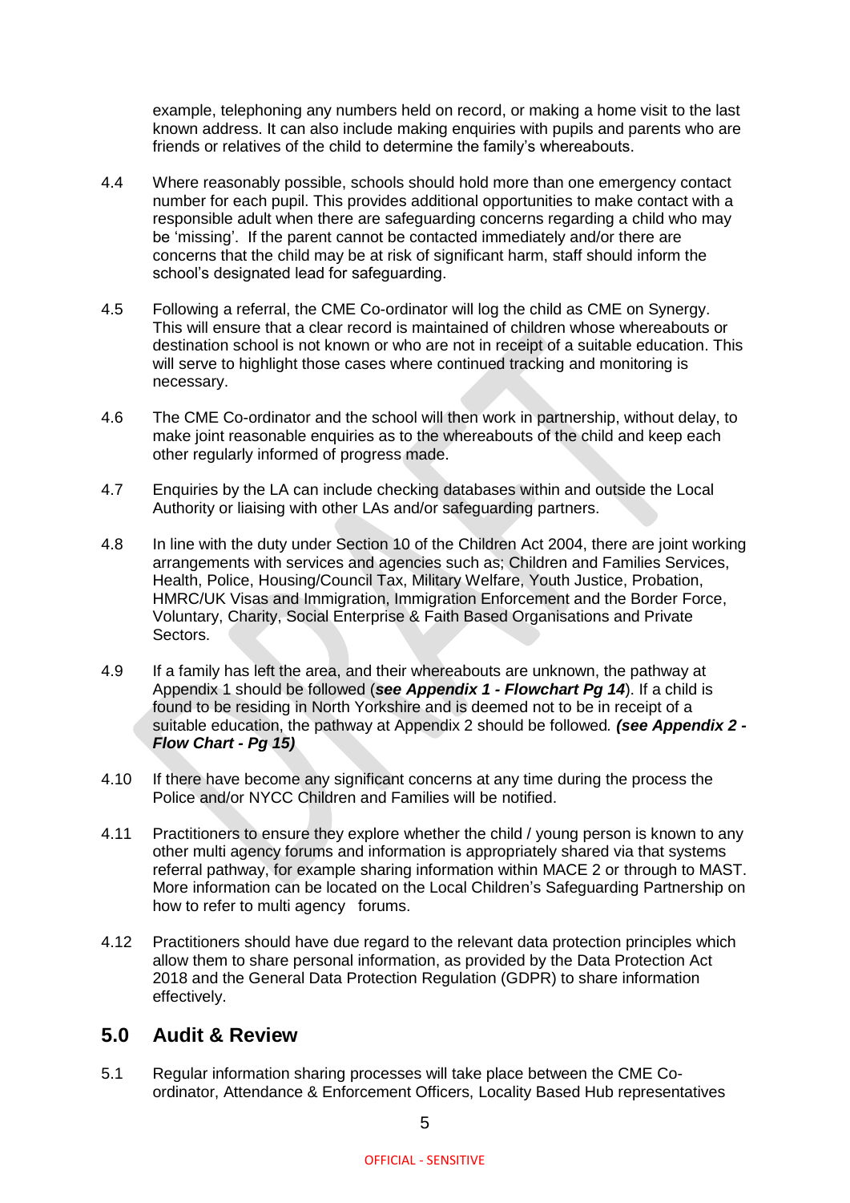example, telephoning any numbers held on record, or making a home visit to the last known address. It can also include making enquiries with pupils and parents who are friends or relatives of the child to determine the family's whereabouts.

4.4 Where reasonably possible, schools should hold more than one emergency contact number for each pupil. This provides additional opportunities to make contact with a responsible adult when there are safeguarding concerns regarding a child who may be 'missing'. If the parent cannot be contacted immediately and/or there are concerns that the child may be at risk of significant harm, staff should inform the school's designated lead for safeguarding.

4.5 Following a referral, the CME Co-ordinator will log the child as CME on Synergy. This will ensure that a clear record is maintained of children whose whereabouts or destination school is not known or who are not in receipt of a suitable education. This will serve to highlight those cases where continued tracking and monitoring is necessary.

4.6 The CME Co-ordinator and the school will then work in partnership, without delay, to make joint reasonable enquiries as to the whereabouts of the child and keep each other regularly informed of progress made.

4.7 Enquiries by the LA can include checking databases within and outside the Local Authority or liaising with other LAs and/or safeguarding partners.

4.8 In line with the duty under Section 10 of the Children Act 2004, there are joint working arrangements with services and agencies such as; Children and Families Services, Health, Police, Housing/Council Tax, Military Welfare, Youth Justice, Probation, HMRC/UK Visas and Immigration, Immigration Enforcement and the Border Force, Voluntary, Charity, Social Enterprise & Faith Based Organisations and Private Sectors.

4.9 If a family has left the area, and their whereabouts are unknown, the pathway at Appendix 1 should be followed (***see Appendix 1 - Flowchart Pg 14***). If a child is found to be residing in North Yorkshire and is deemed not to be in receipt of a suitable education, the pathway at Appendix 2 should be followed. ***(see Appendix 2 - Flow Chart - Pg 15)***

4.10 If there have become any significant concerns at any time during the process the Police and/or NYCC Children and Families will be notified.

4.11 Practitioners to ensure they explore whether the child / young person is known to any other multi agency forums and information is appropriately shared via that systems referral pathway, for example sharing information within MACE 2 or through to MAST. More information can be located on the Local Children's Safeguarding Partnership on how to refer to multi agency forums.

4.12 Practitioners should have due regard to the relevant data protection principles which allow them to share personal information, as provided by the Data Protection Act 2018 and the General Data Protection Regulation (GDPR) to share information effectively.

## 5.0 Audit & Review

5.1 Regular information sharing processes will take place between the CME Co-ordinator, Attendance & Enforcement Officers, Locality Based Hub representatives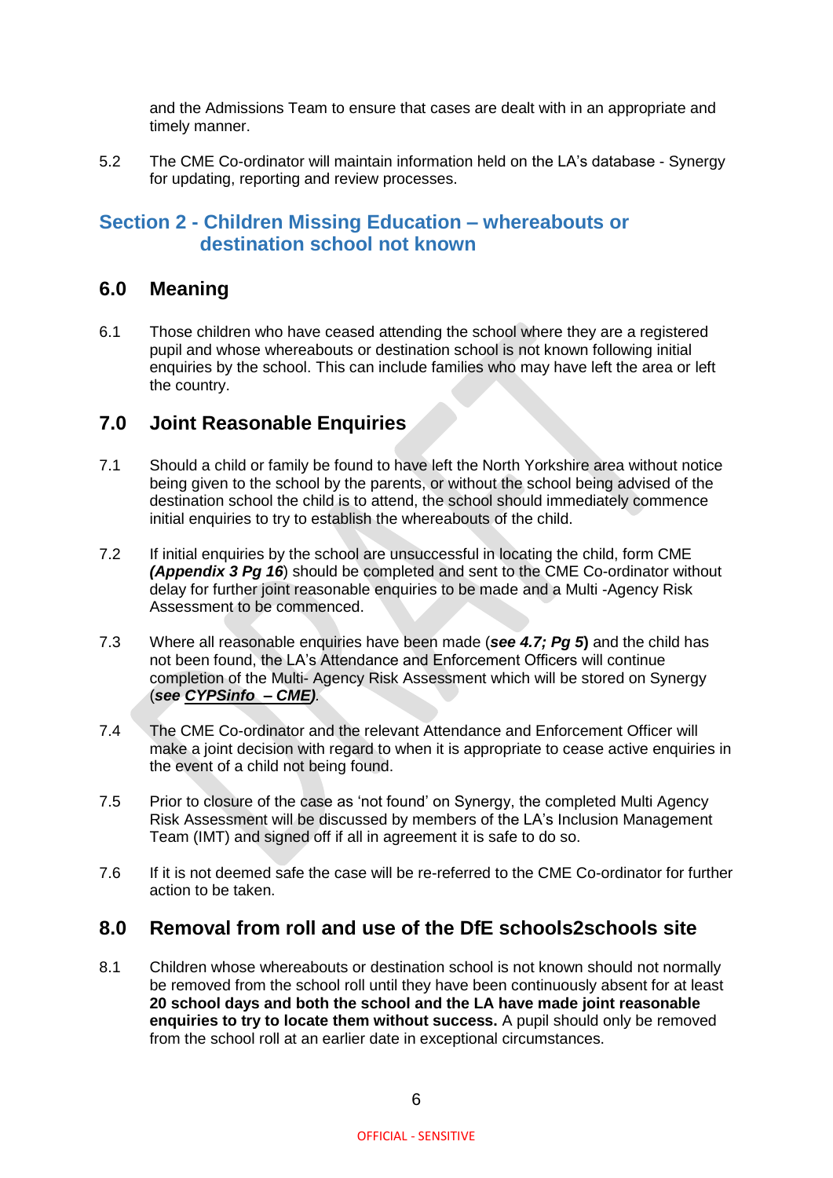and the Admissions Team to ensure that cases are dealt with in an appropriate and timely manner.

5.2 The CME Co-ordinator will maintain information held on the LA's database - Synergy for updating, reporting and review processes.

## Section 2 - Children Missing Education – whereabouts or destination school not known

### 6.0 Meaning

6.1 Those children who have ceased attending the school where they are a registered pupil and whose whereabouts or destination school is not known following initial enquiries by the school. This can include families who may have left the area or left the country.

### 7.0 Joint Reasonable Enquiries

7.1 Should a child or family be found to have left the North Yorkshire area without notice being given to the school by the parents, or without the school being advised of the destination school the child is to attend, the school should immediately commence initial enquiries to try to establish the whereabouts of the child.

7.2 If initial enquiries by the school are unsuccessful in locating the child, form CME ***(Appendix 3 Pg 16)*** should be completed and sent to the CME Co-ordinator without delay for further joint reasonable enquiries to be made and a Multi -Agency Risk Assessment to be commenced.

7.3 Where all reasonable enquiries have been made (***see 4.7; Pg 5***) and the child has not been found, the LA's Attendance and Enforcement Officers will continue completion of the Multi- Agency Risk Assessment which will be stored on Synergy (***see CYPSinfo – CME)***.

7.4 The CME Co-ordinator and the relevant Attendance and Enforcement Officer will make a joint decision with regard to when it is appropriate to cease active enquiries in the event of a child not being found.

7.5 Prior to closure of the case as 'not found' on Synergy, the completed Multi Agency Risk Assessment will be discussed by members of the LA's Inclusion Management Team (IMT) and signed off if all in agreement it is safe to do so.

7.6 If it is not deemed safe the case will be re-referred to the CME Co-ordinator for further action to be taken.

### 8.0 Removal from roll and use of the DfE schools2schools site

8.1 Children whose whereabouts or destination school is not known should not normally be removed from the school roll until they have been continuously absent for at least **20 school days and both the school and the LA have made joint reasonable enquiries to try to locate them without success.** A pupil should only be removed from the school roll at an earlier date in exceptional circumstances.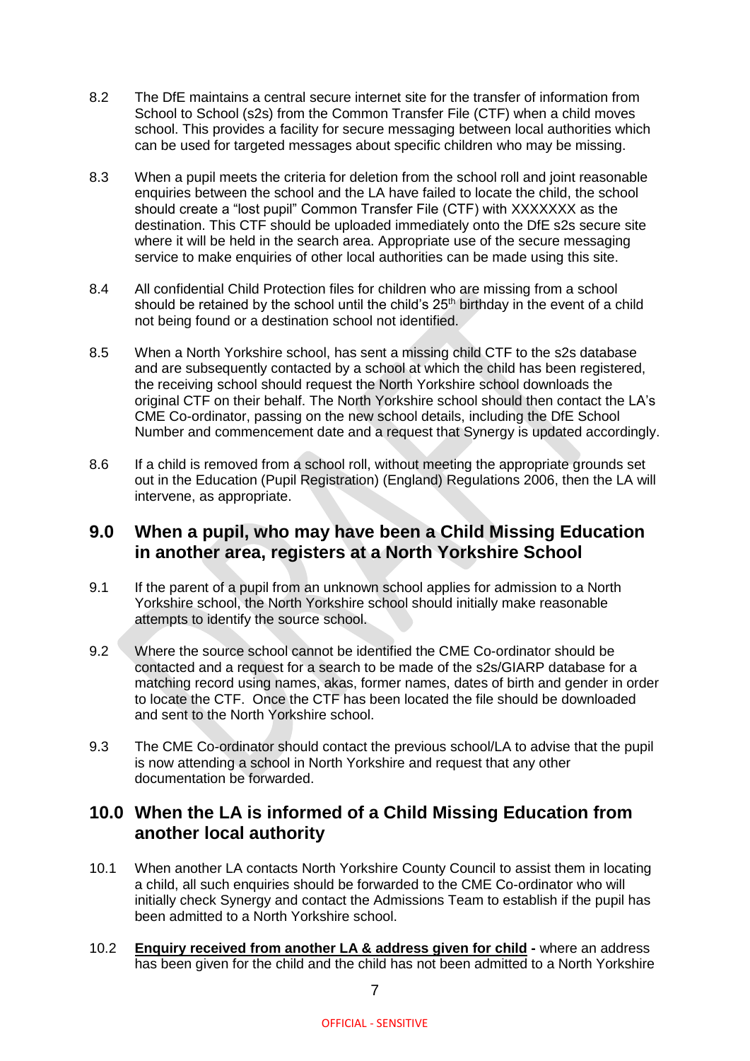8.2 The DfE maintains a central secure internet site for the transfer of information from School to School (s2s) from the Common Transfer File (CTF) when a child moves school. This provides a facility for secure messaging between local authorities which can be used for targeted messages about specific children who may be missing.

8.3 When a pupil meets the criteria for deletion from the school roll and joint reasonable enquiries between the school and the LA have failed to locate the child, the school should create a "lost pupil" Common Transfer File (CTF) with XXXXXXX as the destination. This CTF should be uploaded immediately onto the DfE s2s secure site where it will be held in the search area. Appropriate use of the secure messaging service to make enquiries of other local authorities can be made using this site.

8.4 All confidential Child Protection files for children who are missing from a school should be retained by the school until the child's 25th birthday in the event of a child not being found or a destination school not identified.

8.5 When a North Yorkshire school, has sent a missing child CTF to the s2s database and are subsequently contacted by a school at which the child has been registered, the receiving school should request the North Yorkshire school downloads the original CTF on their behalf. The North Yorkshire school should then contact the LA's CME Co-ordinator, passing on the new school details, including the DfE School Number and commencement date and a request that Synergy is updated accordingly.

8.6 If a child is removed from a school roll, without meeting the appropriate grounds set out in the Education (Pupil Registration) (England) Regulations 2006, then the LA will intervene, as appropriate.

## 9.0 When a pupil, who may have been a Child Missing Education in another area, registers at a North Yorkshire School

9.1 If the parent of a pupil from an unknown school applies for admission to a North Yorkshire school, the North Yorkshire school should initially make reasonable attempts to identify the source school.

9.2 Where the source school cannot be identified the CME Co-ordinator should be contacted and a request for a search to be made of the s2s/GIARP database for a matching record using names, akas, former names, dates of birth and gender in order to locate the CTF. Once the CTF has been located the file should be downloaded and sent to the North Yorkshire school.

9.3 The CME Co-ordinator should contact the previous school/LA to advise that the pupil is now attending a school in North Yorkshire and request that any other documentation be forwarded.

## 10.0 When the LA is informed of a Child Missing Education from another local authority

10.1 When another LA contacts North Yorkshire County Council to assist them in locating a child, all such enquiries should be forwarded to the CME Co-ordinator who will initially check Synergy and contact the Admissions Team to establish if the pupil has been admitted to a North Yorkshire school.

10.2 **Enquiry received from another LA & address given for child -** where an address has been given for the child and the child has not been admitted to a North Yorkshire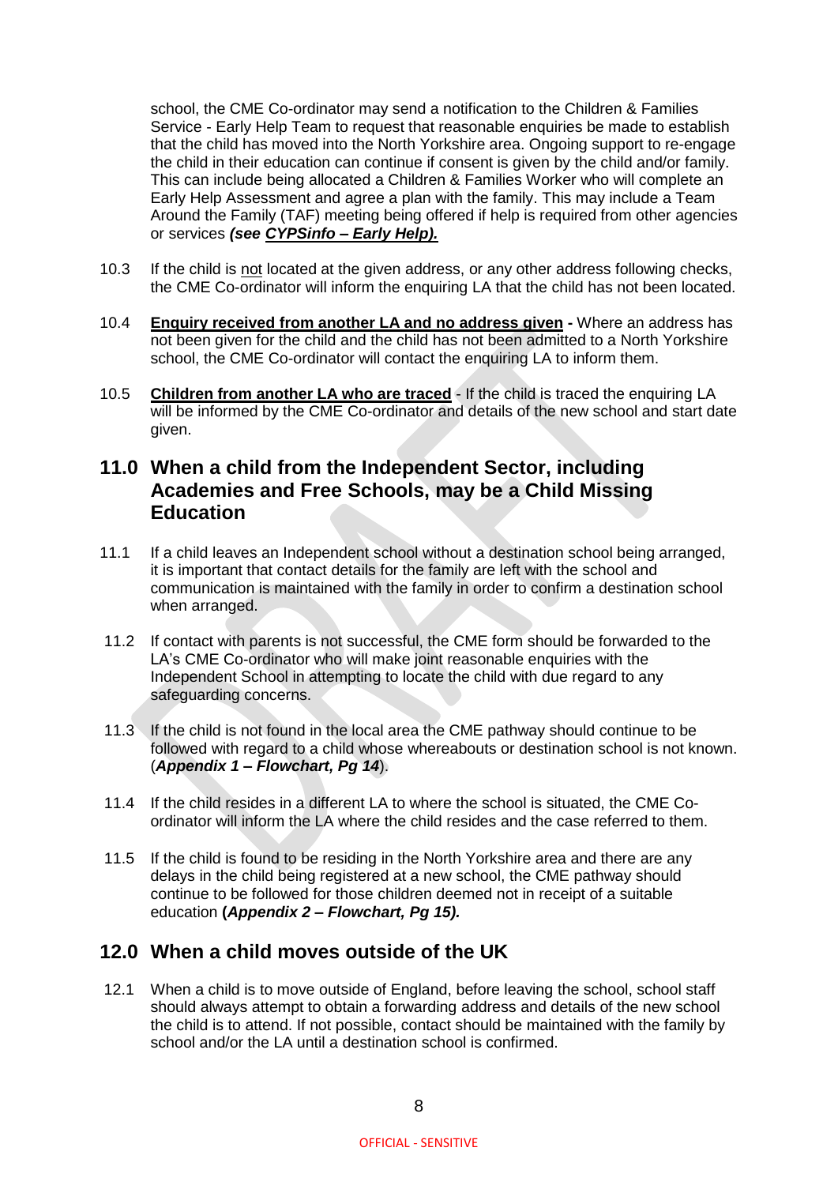school, the CME Co-ordinator may send a notification to the Children & Families Service - Early Help Team to request that reasonable enquiries be made to establish that the child has moved into the North Yorkshire area. Ongoing support to re-engage the child in their education can continue if consent is given by the child and/or family. This can include being allocated a Children & Families Worker who will complete an Early Help Assessment and agree a plan with the family. This may include a Team Around the Family (TAF) meeting being offered if help is required from other agencies or services ***(see CYPSinfo – Early Help).***

10.3 If the child is not located at the given address, or any other address following checks, the CME Co-ordinator will inform the enquiring LA that the child has not been located.

10.4 **Enquiry received from another LA and no address given -** Where an address has not been given for the child and the child has not been admitted to a North Yorkshire school, the CME Co-ordinator will contact the enquiring LA to inform them.

10.5 **Children from another LA who are traced** - If the child is traced the enquiring LA will be informed by the CME Co-ordinator and details of the new school and start date given.

## 11.0 When a child from the Independent Sector, including Academies and Free Schools, may be a Child Missing Education

11.1 If a child leaves an Independent school without a destination school being arranged, it is important that contact details for the family are left with the school and communication is maintained with the family in order to confirm a destination school when arranged.

11.2 If contact with parents is not successful, the CME form should be forwarded to the LA's CME Co-ordinator who will make joint reasonable enquiries with the Independent School in attempting to locate the child with due regard to any safeguarding concerns.

11.3 If the child is not found in the local area the CME pathway should continue to be followed with regard to a child whose whereabouts or destination school is not known. (***Appendix 1 – Flowchart, Pg 14***).

11.4 If the child resides in a different LA to where the school is situated, the CME Co-ordinator will inform the LA where the child resides and the case referred to them.

11.5 If the child is found to be residing in the North Yorkshire area and there are any delays in the child being registered at a new school, the CME pathway should continue to be followed for those children deemed not in receipt of a suitable education **(*Appendix 2 – Flowchart, Pg 15).***

## 12.0 When a child moves outside of the UK

12.1 When a child is to move outside of England, before leaving the school, school staff should always attempt to obtain a forwarding address and details of the new school the child is to attend. If not possible, contact should be maintained with the family by school and/or the LA until a destination school is confirmed.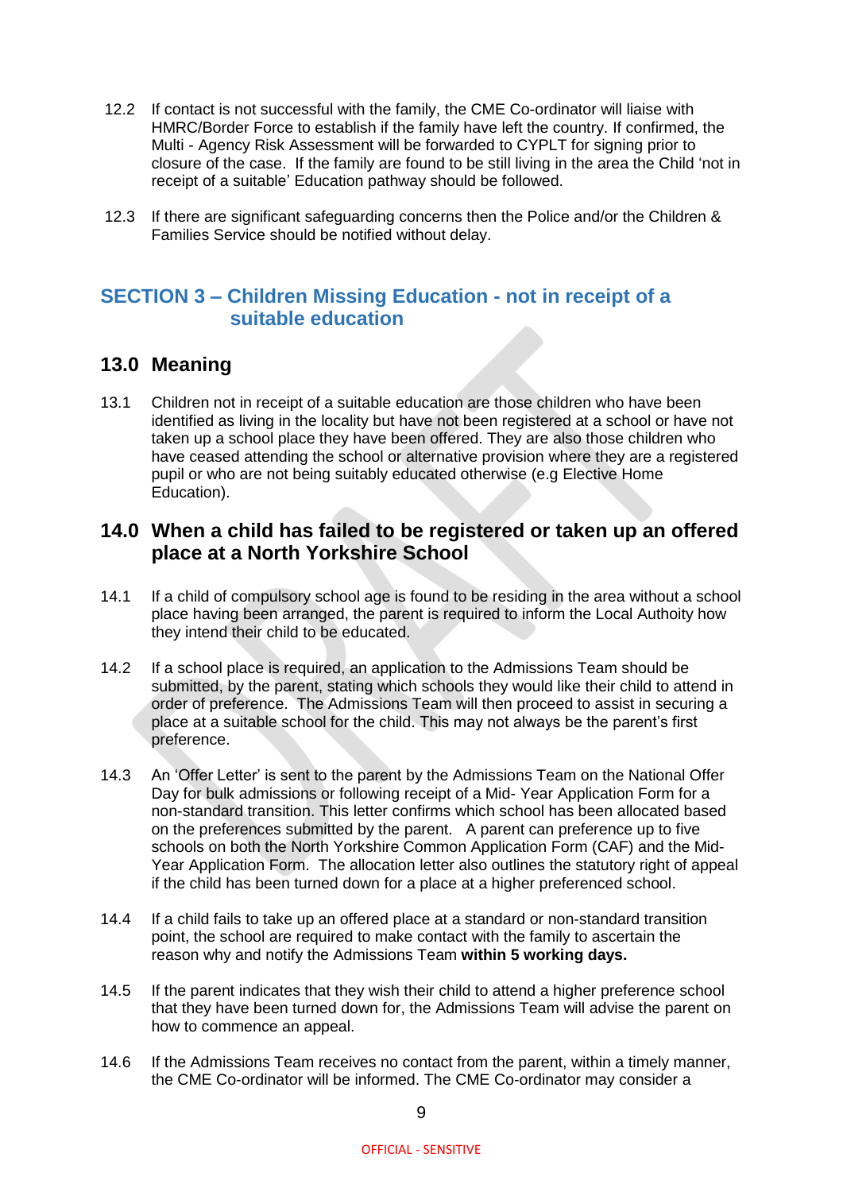12.2 If contact is not successful with the family, the CME Co-ordinator will liaise with HMRC/Border Force to establish if the family have left the country. If confirmed, the Multi - Agency Risk Assessment will be forwarded to CYPLT for signing prior to closure of the case. If the family are found to be still living in the area the Child 'not in receipt of a suitable' Education pathway should be followed.

12.3 If there are significant safeguarding concerns then the Police and/or the Children & Families Service should be notified without delay.

## SECTION 3 – Children Missing Education - not in receipt of a suitable education

### 13.0 Meaning

13.1 Children not in receipt of a suitable education are those children who have been identified as living in the locality but have not been registered at a school or have not taken up a school place they have been offered. They are also those children who have ceased attending the school or alternative provision where they are a registered pupil or who are not being suitably educated otherwise (e.g Elective Home Education).

### 14.0 When a child has failed to be registered or taken up an offered place at a North Yorkshire School

14.1 If a child of compulsory school age is found to be residing in the area without a school place having been arranged, the parent is required to inform the Local Authority how they intend their child to be educated.

14.2 If a school place is required, an application to the Admissions Team should be submitted, by the parent, stating which schools they would like their child to attend in order of preference. The Admissions Team will then proceed to assist in securing a place at a suitable school for the child. This may not always be the parent's first preference.

14.3 An 'Offer Letter' is sent to the parent by the Admissions Team on the National Offer Day for bulk admissions or following receipt of a Mid- Year Application Form for a non-standard transition. This letter confirms which school has been allocated based on the preferences submitted by the parent. A parent can preference up to five schools on both the North Yorkshire Common Application Form (CAF) and the Mid-Year Application Form. The allocation letter also outlines the statutory right of appeal if the child has been turned down for a place at a higher preferenced school.

14.4 If a child fails to take up an offered place at a standard or non-standard transition point, the school are required to make contact with the family to ascertain the reason why and notify the Admissions Team **within 5 working days.**

14.5 If the parent indicates that they wish their child to attend a higher preference school that they have been turned down for, the Admissions Team will advise the parent on how to commence an appeal.

14.6 If the Admissions Team receives no contact from the parent, within a timely manner, the CME Co-ordinator will be informed. The CME Co-ordinator may consider a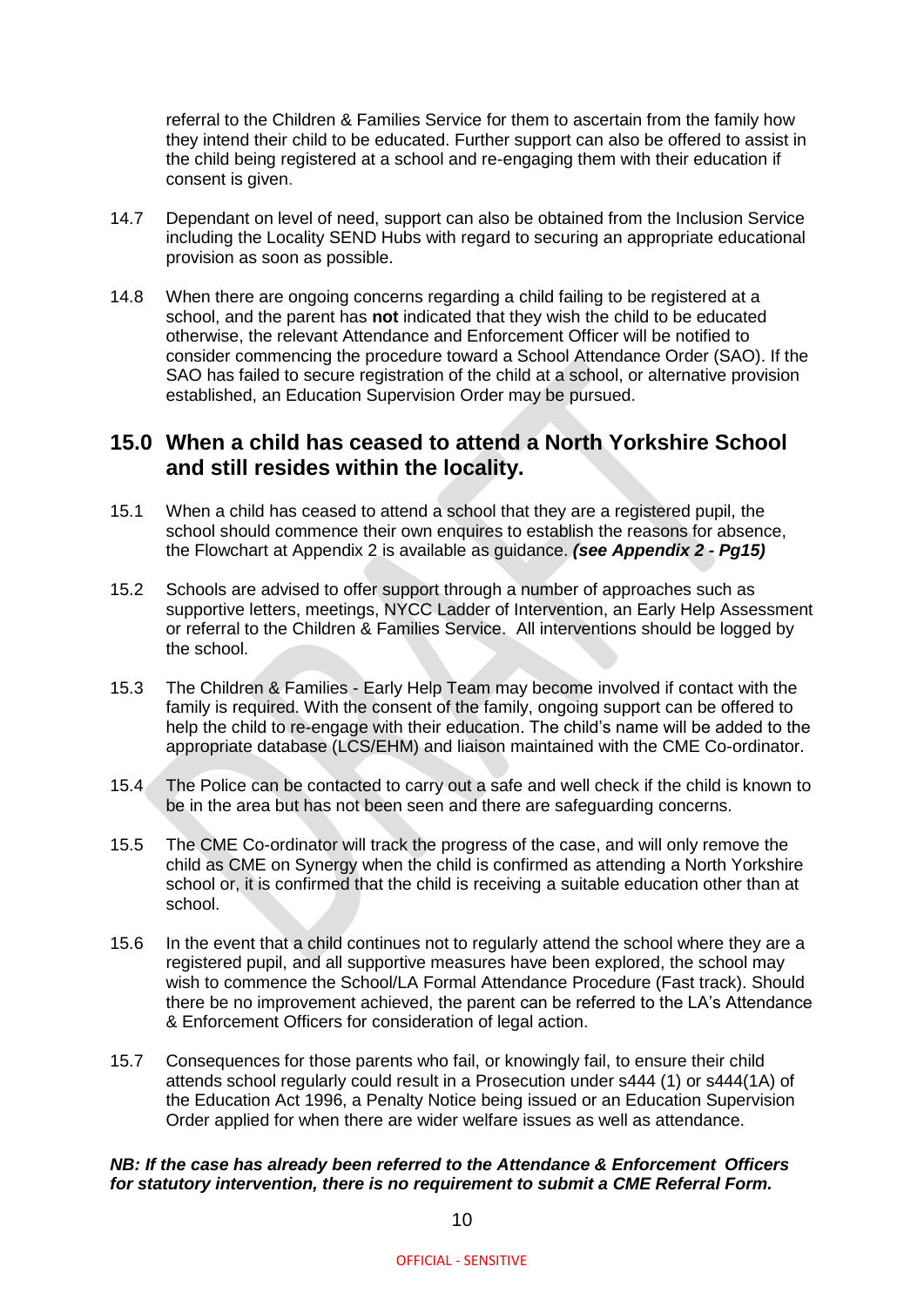referral to the Children & Families Service for them to ascertain from the family how they intend their child to be educated. Further support can also be offered to assist in the child being registered at a school and re-engaging them with their education if consent is given.

14.7 Dependant on level of need, support can also be obtained from the Inclusion Service including the Locality SEND Hubs with regard to securing an appropriate educational provision as soon as possible.

14.8 When there are ongoing concerns regarding a child failing to be registered at a school, and the parent has **not** indicated that they wish the child to be educated otherwise, the relevant Attendance and Enforcement Officer will be notified to consider commencing the procedure toward a School Attendance Order (SAO). If the SAO has failed to secure registration of the child at a school, or alternative provision established, an Education Supervision Order may be pursued.

## 15.0 When a child has ceased to attend a North Yorkshire School and still resides within the locality.

15.1 When a child has ceased to attend a school that they are a registered pupil, the school should commence their own enquires to establish the reasons for absence, the Flowchart at Appendix 2 is available as guidance. ***(see Appendix 2 - Pg15)***

15.2 Schools are advised to offer support through a number of approaches such as supportive letters, meetings, NYCC Ladder of Intervention, an Early Help Assessment or referral to the Children & Families Service. All interventions should be logged by the school.

15.3 The Children & Families - Early Help Team may become involved if contact with the family is required. With the consent of the family, ongoing support can be offered to help the child to re-engage with their education. The child's name will be added to the appropriate database (LCS/EHM) and liaison maintained with the CME Co-ordinator.

15.4 The Police can be contacted to carry out a safe and well check if the child is known to be in the area but has not been seen and there are safeguarding concerns.

15.5 The CME Co-ordinator will track the progress of the case, and will only remove the child as CME on Synergy when the child is confirmed as attending a North Yorkshire school or, it is confirmed that the child is receiving a suitable education other than at school.

15.6 In the event that a child continues not to regularly attend the school where they are a registered pupil, and all supportive measures have been explored, the school may wish to commence the School/LA Formal Attendance Procedure (Fast track). Should there be no improvement achieved, the parent can be referred to the LA's Attendance & Enforcement Officers for consideration of legal action.

15.7 Consequences for those parents who fail, or knowingly fail, to ensure their child attends school regularly could result in a Prosecution under s444 (1) or s444(1A) of the Education Act 1996, a Penalty Notice being issued or an Education Supervision Order applied for when there are wider welfare issues as well as attendance.

***NB: If the case has already been referred to the Attendance & Enforcement Officers for statutory intervention, there is no requirement to submit a CME Referral Form.***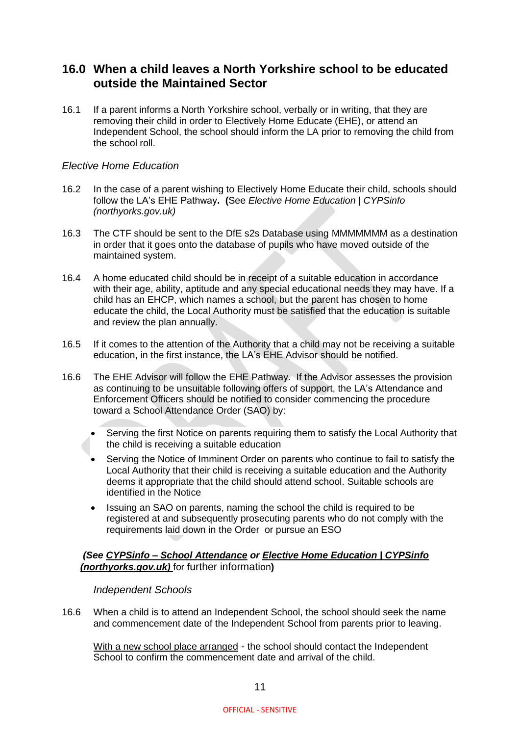## 16.0 When a child leaves a North Yorkshire school to be educated outside the Maintained Sector

16.1 If a parent informs a North Yorkshire school, verbally or in writing, that they are removing their child in order to Electively Home Educate (EHE), or attend an Independent School, the school should inform the LA prior to removing the child from the school roll.

### *Elective Home Education*

16.2 In the case of a parent wishing to Electively Home Educate their child, schools should follow the LA's EHE Pathway**.** **(**See *Elective Home Education | CYPSinfo (northyorks.gov.uk)*

16.3 The CTF should be sent to the DfE s2s Database using MMMMMMM as a destination in order that it goes onto the database of pupils who have moved outside of the maintained system.

16.4 A home educated child should be in receipt of a suitable education in accordance with their age, ability, aptitude and any special educational needs they may have. If a child has an EHCP, which names a school, but the parent has chosen to home educate the child, the Local Authority must be satisfied that the education is suitable and review the plan annually.

16.5 If it comes to the attention of the Authority that a child may not be receiving a suitable education, in the first instance, the LA's EHE Advisor should be notified.

16.6 The EHE Advisor will follow the EHE Pathway. If the Advisor assesses the provision as continuing to be unsuitable following offers of support, the LA's Attendance and Enforcement Officers should be notified to consider commencing the procedure toward a School Attendance Order (SAO) by:

- Serving the first Notice on parents requiring them to satisfy the Local Authority that the child is receiving a suitable education
- Serving the Notice of Imminent Order on parents who continue to fail to satisfy the Local Authority that their child is receiving a suitable education and the Authority deems it appropriate that the child should attend school. Suitable schools are identified in the Notice
- Issuing an SAO on parents, naming the school the child is required to be registered at and subsequently prosecuting parents who do not comply with the requirements laid down in the Order or pursue an ESO

***(See CYPSinfo – School Attendance or Elective Home Education | CYPSinfo (northyorks.gov.uk)*** for further information**)**

### *Independent Schools*

16.6 When a child is to attend an Independent School, the school should seek the name and commencement date of the Independent School from parents prior to leaving.

With a new school place arranged - the school should contact the Independent School to confirm the commencement date and arrival of the child.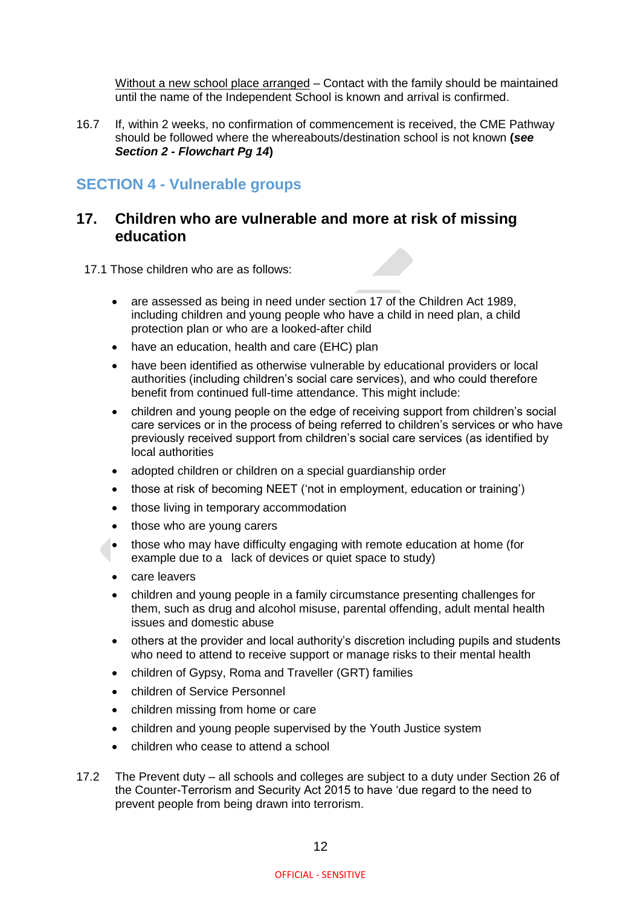Without a new school place arranged – Contact with the family should be maintained until the name of the Independent School is known and arrival is confirmed.

16.7 If, within 2 weeks, no confirmation of commencement is received, the CME Pathway should be followed where the whereabouts/destination school is not known **(*see Section 2 - Flowchart Pg 14*)**

## SECTION 4 - Vulnerable groups

### 17. Children who are vulnerable and more at risk of missing education

17.1 Those children who are as follows:

- are assessed as being in need under section 17 of the Children Act 1989, including children and young people who have a child in need plan, a child protection plan or who are a looked-after child
- have an education, health and care (EHC) plan
- have been identified as otherwise vulnerable by educational providers or local authorities (including children's social care services), and who could therefore benefit from continued full-time attendance. This might include:
- children and young people on the edge of receiving support from children's social care services or in the process of being referred to children's services or who have previously received support from children's social care services (as identified by local authorities
- adopted children or children on a special guardianship order
- those at risk of becoming NEET ('not in employment, education or training')
- those living in temporary accommodation
- those who are young carers
- those who may have difficulty engaging with remote education at home (for example due to a lack of devices or quiet space to study)
- care leavers
- children and young people in a family circumstance presenting challenges for them, such as drug and alcohol misuse, parental offending, adult mental health issues and domestic abuse
- others at the provider and local authority's discretion including pupils and students who need to attend to receive support or manage risks to their mental health
- children of Gypsy, Roma and Traveller (GRT) families
- children of Service Personnel
- children missing from home or care
- children and young people supervised by the Youth Justice system
- children who cease to attend a school

17.2 The Prevent duty – all schools and colleges are subject to a duty under Section 26 of the Counter-Terrorism and Security Act 2015 to have 'due regard to the need to prevent people from being drawn into terrorism.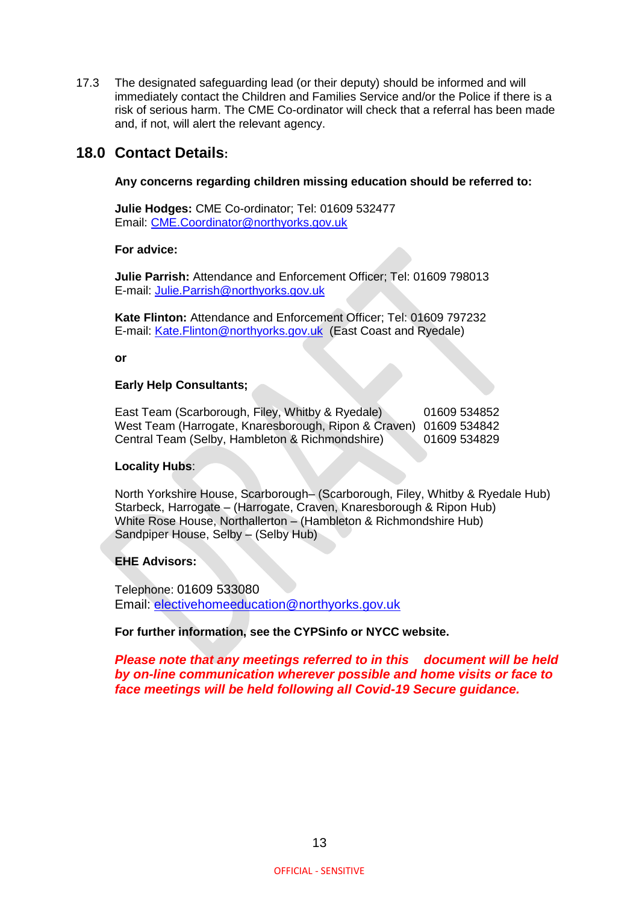17.3 The designated safeguarding lead (or their deputy) should be informed and will immediately contact the Children and Families Service and/or the Police if there is a risk of serious harm. The CME Co-ordinator will check that a referral has been made and, if not, will alert the relevant agency.

## 18.0 Contact Details:

**Any concerns regarding children missing education should be referred to:**

**Julie Hodges:** CME Co-ordinator; Tel: 01609 532477
Email: CME.Coordinator@northyorks.gov.uk

**For advice:**

**Julie Parrish:** Attendance and Enforcement Officer; Tel: 01609 798013
E-mail: Julie.Parrish@northyorks.gov.uk

**Kate Flinton:** Attendance and Enforcement Officer; Tel: 01609 797232
E-mail: Kate.Flinton@northyorks.gov.uk (East Coast and Ryedale)

**or**

**Early Help Consultants;**

| | |
|---|---|
| East Team (Scarborough, Filey, Whitby & Ryedale) | 01609 534852 |
| West Team (Harrogate, Knaresborough, Ripon & Craven) | 01609 534842 |
| Central Team (Selby, Hambleton & Richmondshire) | 01609 534829 |

**Locality Hubs**:

North Yorkshire House, Scarborough– (Scarborough, Filey, Whitby & Ryedale Hub)
Starbeck, Harrogate – (Harrogate, Craven, Knaresborough & Ripon Hub)
White Rose House, Northallerton – (Hambleton & Richmondshire Hub)
Sandpiper House, Selby – (Selby Hub)

**EHE Advisors:**

Telephone: 01609 533080
Email: electivehomeeducation@northyorks.gov.uk

**For further information, see the CYPSinfo or NYCC website.**

***Please note that any meetings referred to in this document will be held by on-line communication wherever possible and home visits or face to face meetings will be held following all Covid-19 Secure guidance.***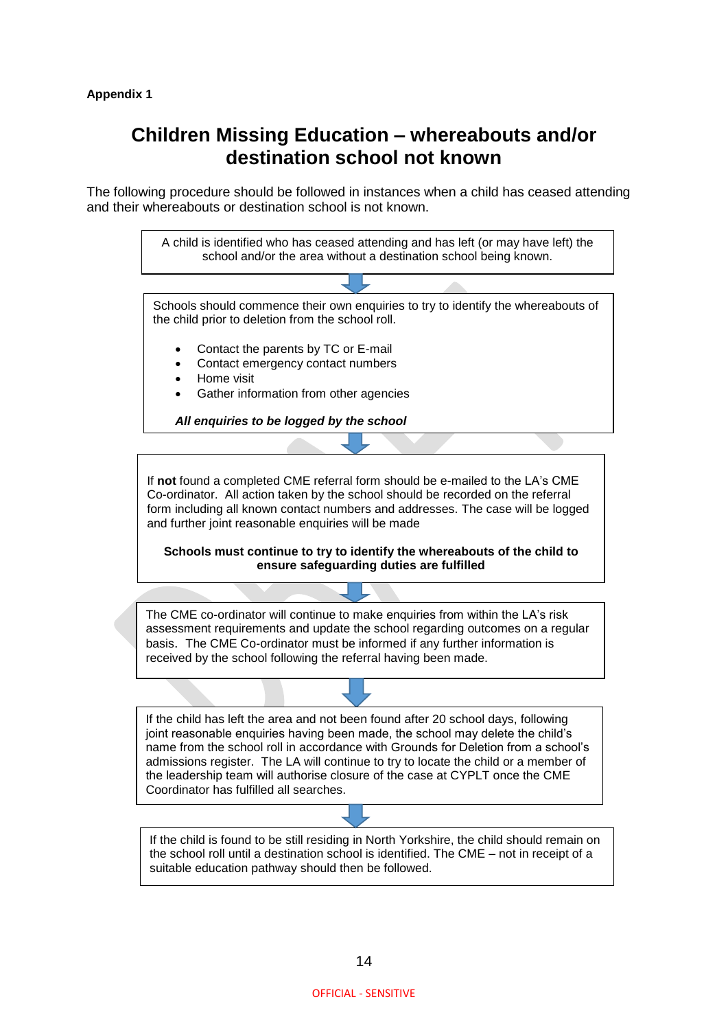**Appendix 1**

# Children Missing Education – whereabouts and/or destination school not known

The following procedure should be followed in instances when a child has ceased attending and their whereabouts or destination school is not known.

A child is identified who has ceased attending and has left (or may have left) the school and/or the area without a destination school being known.

↓

Schools should commence their own enquiries to try to identify the whereabouts of the child prior to deletion from the school roll.

- Contact the parents by TC or E-mail
- Contact emergency contact numbers
- Home visit
- Gather information from other agencies

***All enquiries to be logged by the school***

↓

If **not** found a completed CME referral form should be e-mailed to the LA's CME Co-ordinator. All action taken by the school should be recorded on the referral form including all known contact numbers and addresses. The case will be logged and further joint reasonable enquiries will be made

**Schools must continue to try to identify the whereabouts of the child to ensure safeguarding duties are fulfilled**

↓

The CME co-ordinator will continue to make enquiries from within the LA's risk assessment requirements and update the school regarding outcomes on a regular basis. The CME Co-ordinator must be informed if any further information is received by the school following the referral having been made.

↓

If the child has left the area and not been found after 20 school days, following joint reasonable enquiries having been made, the school may delete the child's name from the school roll in accordance with Grounds for Deletion from a school's admissions register. The LA will continue to try to locate the child or a member of the leadership team will authorise closure of the case at CYPLT once the CME Coordinator has fulfilled all searches.

↓

If the child is found to be still residing in North Yorkshire, the child should remain on the school roll until a destination school is identified. The CME – not in receipt of a suitable education pathway should then be followed.

OFFICIAL - SENSITIVE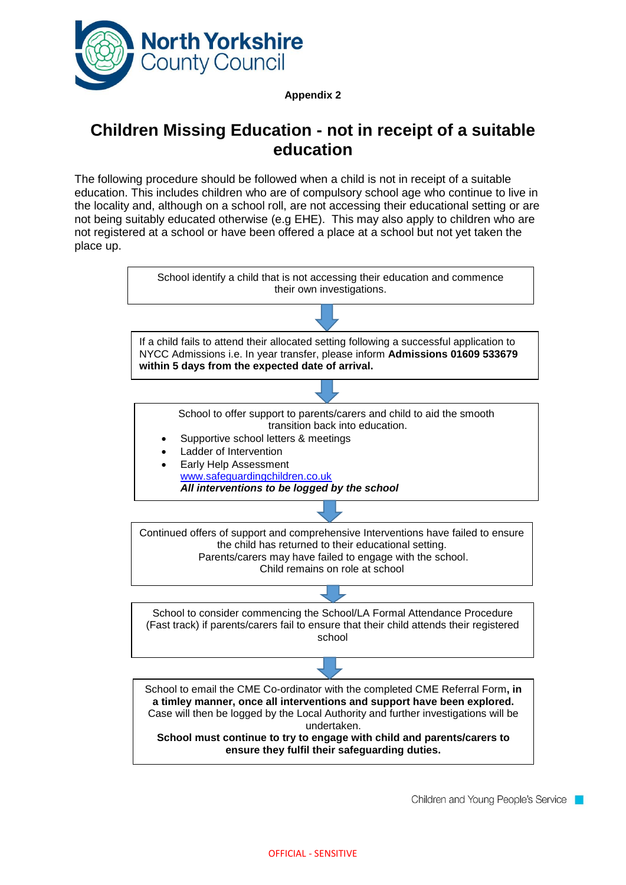**Appendix 2**

# Children Missing Education - not in receipt of a suitable education

The following procedure should be followed when a child is not in receipt of a suitable education. This includes children who are of compulsory school age who continue to live in the locality and, although on a school roll, are not accessing their educational setting or are not being suitably educated otherwise (e.g EHE). This may also apply to children who are not registered at a school or have been offered a place at a school but not yet taken the place up.

School identify a child that is not accessing their education and commence their own investigations.

↓

If a child fails to attend their allocated setting following a successful application to NYCC Admissions i.e. In year transfer, please inform **Admissions 01609 533679 within 5 days from the expected date of arrival.**

↓

School to offer support to parents/carers and child to aid the smooth transition back into education.

- Supportive school letters & meetings
- Ladder of Intervention
- Early Help Assessment
  www.safeguardingchildren.co.uk
  ***All interventions to be logged by the school***

↓

Continued offers of support and comprehensive Interventions have failed to ensure the child has returned to their educational setting.
Parents/carers may have failed to engage with the school.
Child remains on role at school

↓

School to consider commencing the School/LA Formal Attendance Procedure (Fast track) if parents/carers fail to ensure that their child attends their registered school

↓

School to email the CME Co-ordinator with the completed CME Referral Form**, in a timley manner, once all interventions and support have been explored.**
Case will then be logged by the Local Authority and further investigations will be undertaken.
**School must continue to try to engage with child and parents/carers to ensure they fulfil their safeguarding duties.**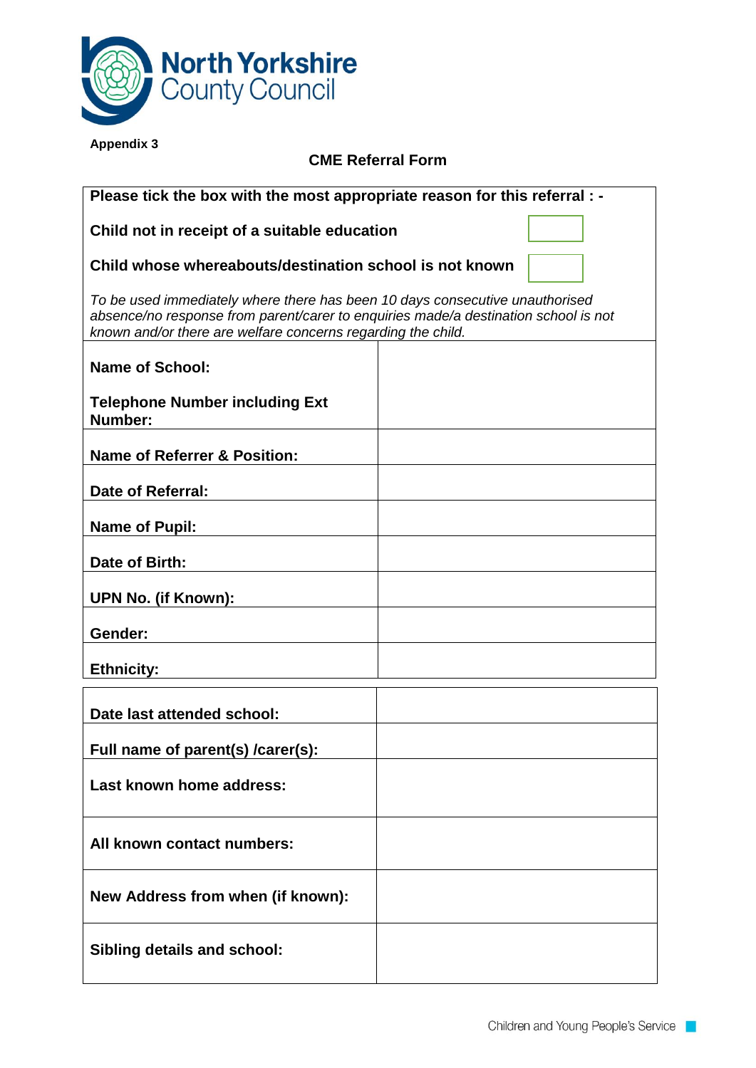**Appendix 3**

## CME Referral Form

**Please tick the box with the most appropriate reason for this referral : -**

**Child not in receipt of a suitable education** ☐

**Child whose whereabouts/destination school is not known** ☐

*To be used immediately where there has been 10 days consecutive unauthorised absence/no response from parent/carer to enquiries made/a destination school is not known and/or there are welfare concerns regarding the child.*

| | |
|---|---|
| **Name of School:**<br><br>**Telephone Number including Ext Number:** | |
| **Name of Referrer & Position:** | |
| **Date of Referral:** | |
| **Name of Pupil:** | |
| **Date of Birth:** | |
| **UPN No. (if Known):** | |
| **Gender:** | |
| **Ethnicity:** | |

| | |
|---|---|
| **Date last attended school:** | |
| **Full name of parent(s) /carer(s):** | |
| **Last known home address:** | |
| **All known contact numbers:** | |
| **New Address from when (if known):** | |
| **Sibling details and school:** | |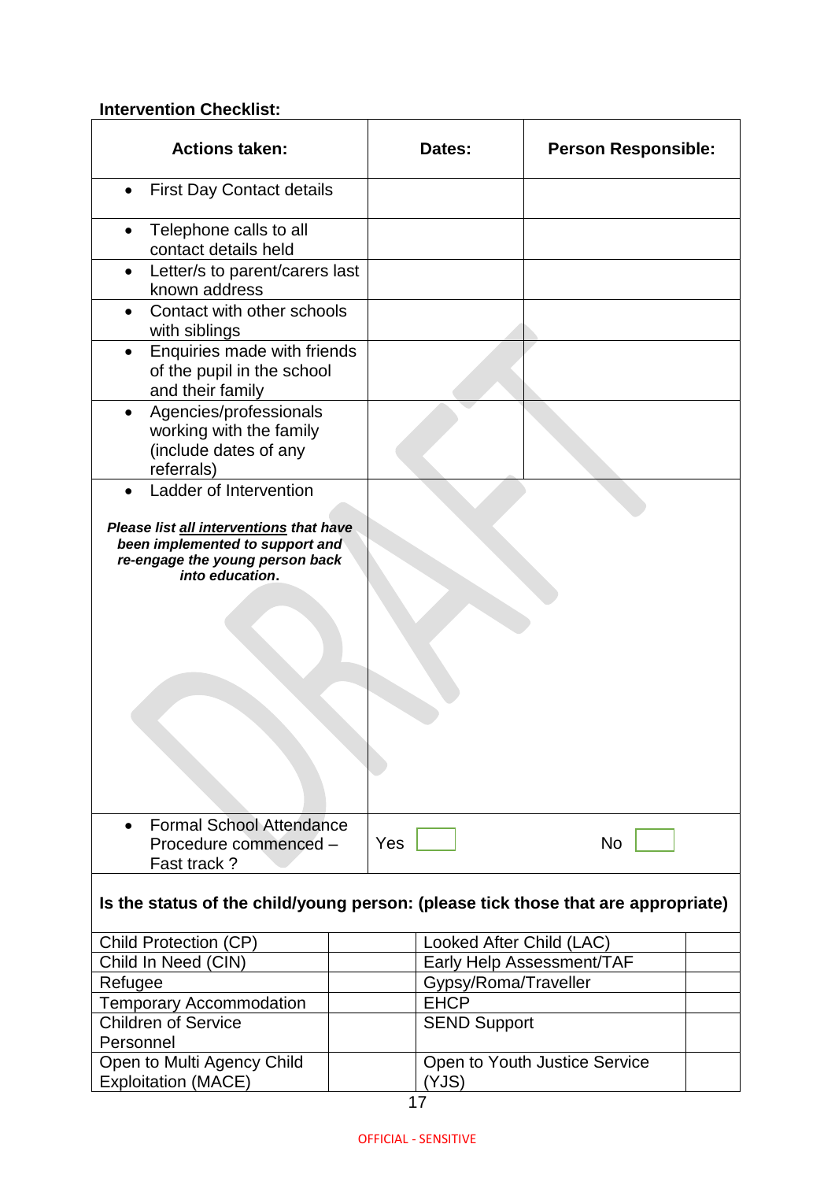**Intervention Checklist:**

| Actions taken: | Dates: | Person Responsible: |
|---|---|---|
| • First Day Contact details | | |
| • Telephone calls to all contact details held | | |
| • Letter/s to parent/carers last known address | | |
| • Contact with other schools with siblings | | |
| • Enquiries made with friends of the pupil in the school and their family | | |
| • Agencies/professionals working with the family (include dates of any referrals) | | |
| • Ladder of Intervention<br><br>***Please list <u>all interventions</u> that have been implemented to support and re-engage the young person back into education.*** | | |
| • Formal School Attendance Procedure commenced – Fast track ? | Yes ☐ | No ☐ |

**Is the status of the child/young person: (please tick those that are appropriate)**

| | | | |
|---|---|---|---|
| Child Protection (CP) | | Looked After Child (LAC) | |
| Child In Need (CIN) | | Early Help Assessment/TAF | |
| Refugee | | Gypsy/Roma/Traveller | |
| Temporary Accommodation | | EHCP | |
| Children of Service Personnel | | SEND Support | |
| Open to Multi Agency Child Exploitation (MACE) | | Open to Youth Justice Service (YJS) | |

OFFICIAL - SENSITIVE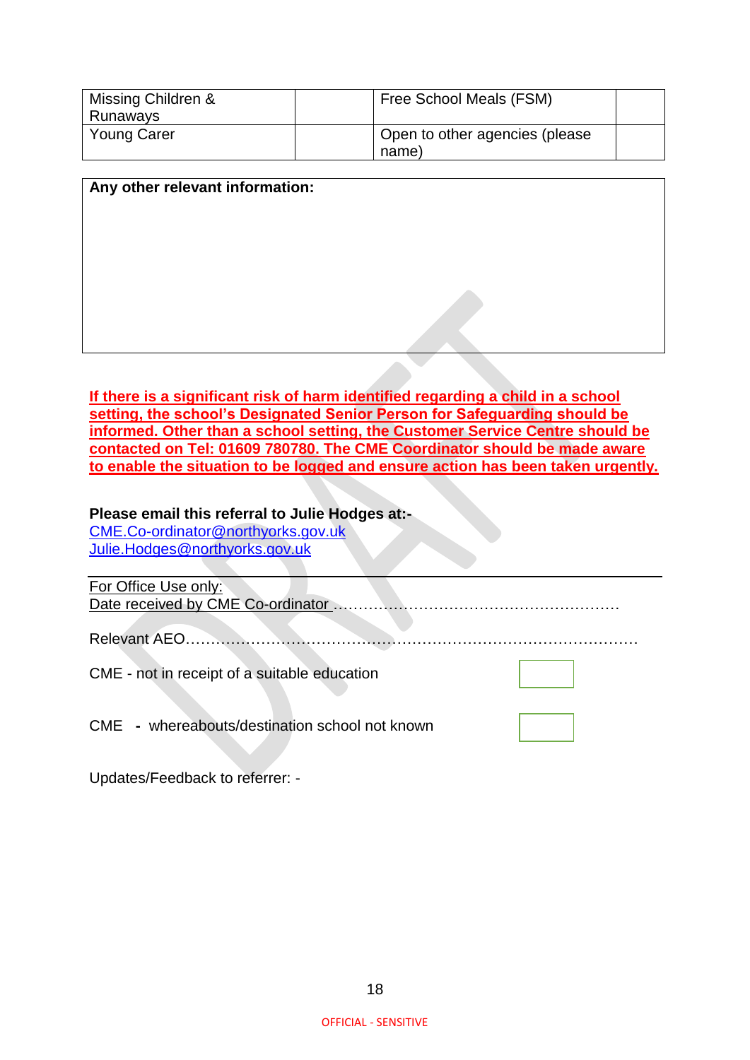| Missing Children & Runaways | | Free School Meals (FSM) | |
|---|---|---|---|
| Young Carer | | Open to other agencies (please name) | |

| **Any other relevant information:** |
|---|
| |

**If there is a significant risk of harm identified regarding a child in a school setting, the school's Designated Senior Person for Safeguarding should be informed. Other than a school setting, the Customer Service Centre should be contacted on Tel: 01609 780780. The CME Coordinator should be made aware to enable the situation to be logged and ensure action has been taken urgently.**

**Please email this referral to Julie Hodges at:-**
CME.Co-ordinator@northyorks.gov.uk
Julie.Hodges@northyorks.gov.uk

---

For Office Use only:
Date received by CME Co-ordinator ………………………………………………

Relevant AEO……………………………………………………………………………

CME - not in receipt of a suitable education ☐

CME - whereabouts/destination school not known ☐

Updates/Feedback to referrer: -

OFFICIAL - SENSITIVE